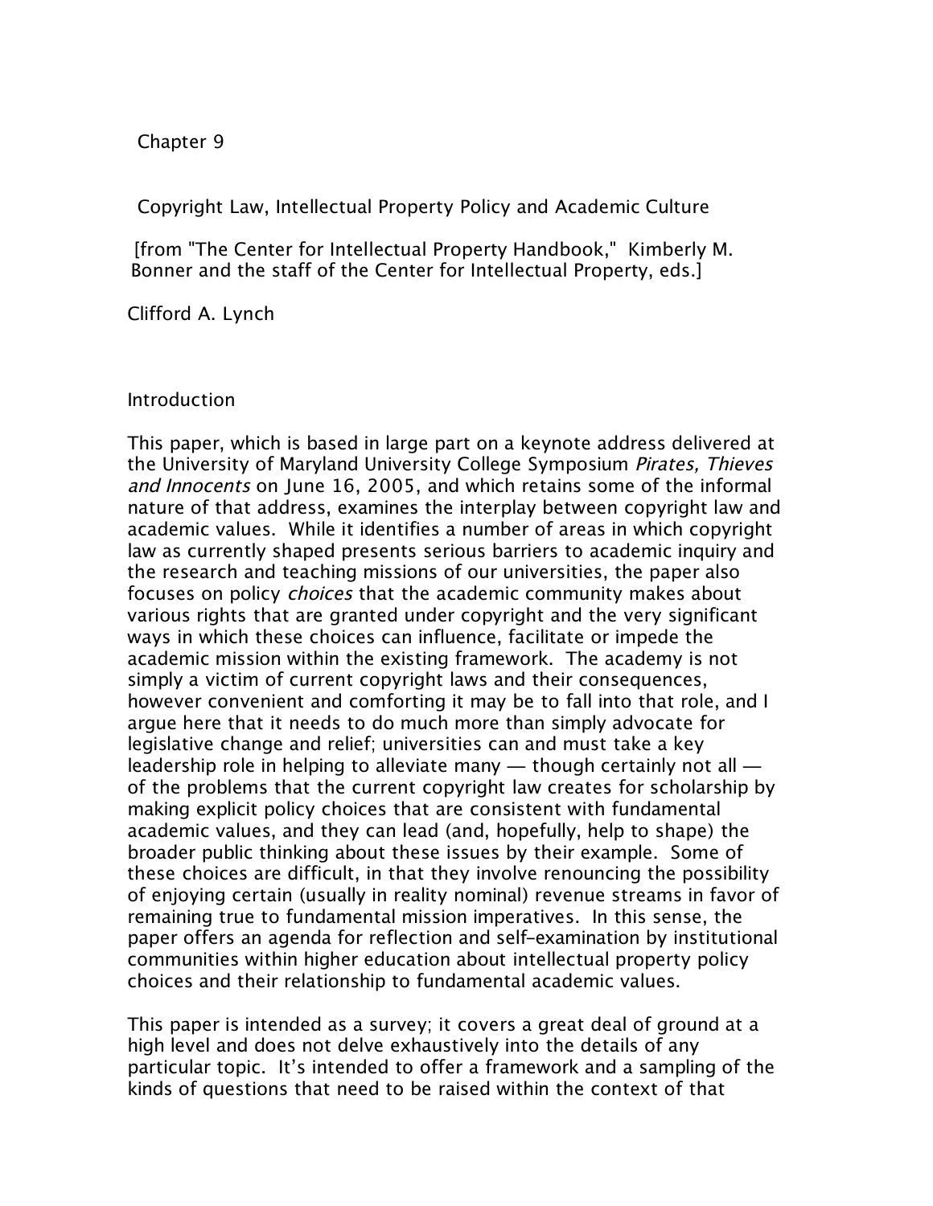Chapter 9

# Copyright Law, Intellectual Property Policy and Academic Culture

[from "The Center for Intellectual Property Handbook," Kimberly M. Bonner and the staff of the Center for Intellectual Property, eds.]

Clifford A. Lynch

## Introduction

This paper, which is based in large part on a keynote address delivered at the University of Maryland University College Symposium *Pirates, Thieves and Innocents* on June 16, 2005, and which retains some of the informal nature of that address, examines the interplay between copyright law and academic values. While it identifies a number of areas in which copyright law as currently shaped presents serious barriers to academic inquiry and the research and teaching missions of our universities, the paper also focuses on policy *choices* that the academic community makes about various rights that are granted under copyright and the very significant ways in which these choices can influence, facilitate or impede the academic mission within the existing framework. The academy is not simply a victim of current copyright laws and their consequences, however convenient and comforting it may be to fall into that role, and I argue here that it needs to do much more than simply advocate for legislative change and relief; universities can and must take a key leadership role in helping to alleviate many — though certainly not all — of the problems that the current copyright law creates for scholarship by making explicit policy choices that are consistent with fundamental academic values, and they can lead (and, hopefully, help to shape) the broader public thinking about these issues by their example. Some of these choices are difficult, in that they involve renouncing the possibility of enjoying certain (usually in reality nominal) revenue streams in favor of remaining true to fundamental mission imperatives. In this sense, the paper offers an agenda for reflection and self-examination by institutional communities within higher education about intellectual property policy choices and their relationship to fundamental academic values.

This paper is intended as a survey; it covers a great deal of ground at a high level and does not delve exhaustively into the details of any particular topic. It's intended to offer a framework and a sampling of the kinds of questions that need to be raised within the context of that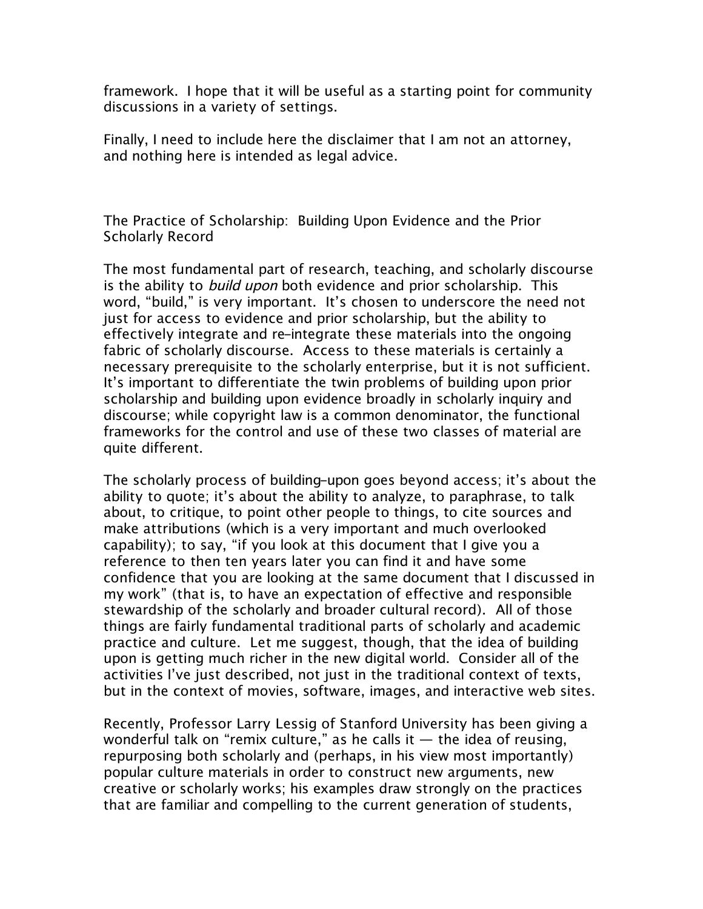framework. I hope that it will be useful as a starting point for community discussions in a variety of settings.

Finally, I need to include here the disclaimer that I am not an attorney, and nothing here is intended as legal advice.

## The Practice of Scholarship: Building Upon Evidence and the Prior Scholarly Record

The most fundamental part of research, teaching, and scholarly discourse is the ability to *build upon* both evidence and prior scholarship. This word, "build," is very important. It's chosen to underscore the need not just for access to evidence and prior scholarship, but the ability to effectively integrate and re-integrate these materials into the ongoing fabric of scholarly discourse. Access to these materials is certainly a necessary prerequisite to the scholarly enterprise, but it is not sufficient. It's important to differentiate the twin problems of building upon prior scholarship and building upon evidence broadly in scholarly inquiry and discourse; while copyright law is a common denominator, the functional frameworks for the control and use of these two classes of material are quite different.

The scholarly process of building-upon goes beyond access; it's about the ability to quote; it's about the ability to analyze, to paraphrase, to talk about, to critique, to point other people to things, to cite sources and make attributions (which is a very important and much overlooked capability); to say, "if you look at this document that I give you a reference to then ten years later you can find it and have some confidence that you are looking at the same document that I discussed in my work" (that is, to have an expectation of effective and responsible stewardship of the scholarly and broader cultural record). All of those things are fairly fundamental traditional parts of scholarly and academic practice and culture. Let me suggest, though, that the idea of building upon is getting much richer in the new digital world. Consider all of the activities I've just described, not just in the traditional context of texts, but in the context of movies, software, images, and interactive web sites.

Recently, Professor Larry Lessig of Stanford University has been giving a wonderful talk on "remix culture," as he calls it — the idea of reusing, repurposing both scholarly and (perhaps, in his view most importantly) popular culture materials in order to construct new arguments, new creative or scholarly works; his examples draw strongly on the practices that are familiar and compelling to the current generation of students,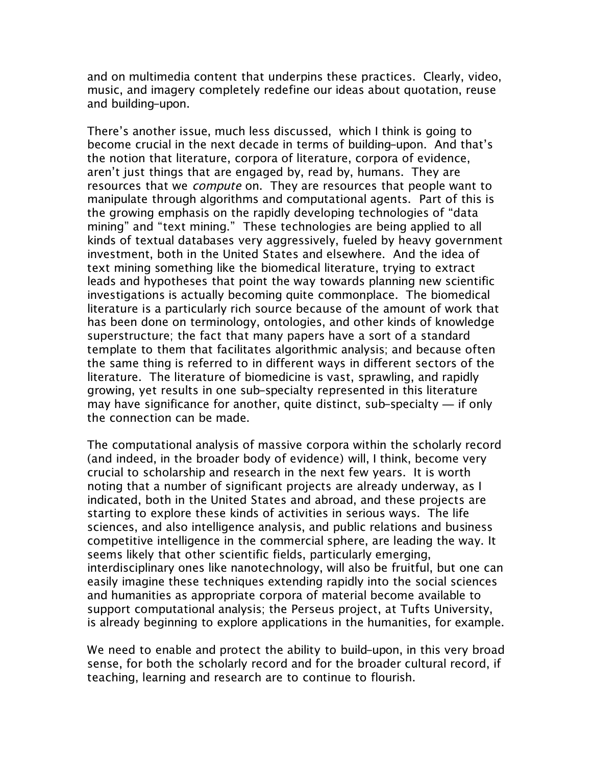and on multimedia content that underpins these practices. Clearly, video, music, and imagery completely redefine our ideas about quotation, reuse and building-upon.

There's another issue, much less discussed, which I think is going to become crucial in the next decade in terms of building-upon. And that's the notion that literature, corpora of literature, corpora of evidence, aren't just things that are engaged by, read by, humans. They are resources that we *compute* on. They are resources that people want to manipulate through algorithms and computational agents. Part of this is the growing emphasis on the rapidly developing technologies of "data mining" and "text mining." These technologies are being applied to all kinds of textual databases very aggressively, fueled by heavy government investment, both in the United States and elsewhere. And the idea of text mining something like the biomedical literature, trying to extract leads and hypotheses that point the way towards planning new scientific investigations is actually becoming quite commonplace. The biomedical literature is a particularly rich source because of the amount of work that has been done on terminology, ontologies, and other kinds of knowledge superstructure; the fact that many papers have a sort of a standard template to them that facilitates algorithmic analysis; and because often the same thing is referred to in different ways in different sectors of the literature. The literature of biomedicine is vast, sprawling, and rapidly growing, yet results in one sub-specialty represented in this literature may have significance for another, quite distinct, sub-specialty — if only the connection can be made.

The computational analysis of massive corpora within the scholarly record (and indeed, in the broader body of evidence) will, I think, become very crucial to scholarship and research in the next few years. It is worth noting that a number of significant projects are already underway, as I indicated, both in the United States and abroad, and these projects are starting to explore these kinds of activities in serious ways. The life sciences, and also intelligence analysis, and public relations and business competitive intelligence in the commercial sphere, are leading the way. It seems likely that other scientific fields, particularly emerging, interdisciplinary ones like nanotechnology, will also be fruitful, but one can easily imagine these techniques extending rapidly into the social sciences and humanities as appropriate corpora of material become available to support computational analysis; the Perseus project, at Tufts University, is already beginning to explore applications in the humanities, for example.

We need to enable and protect the ability to build-upon, in this very broad sense, for both the scholarly record and for the broader cultural record, if teaching, learning and research are to continue to flourish.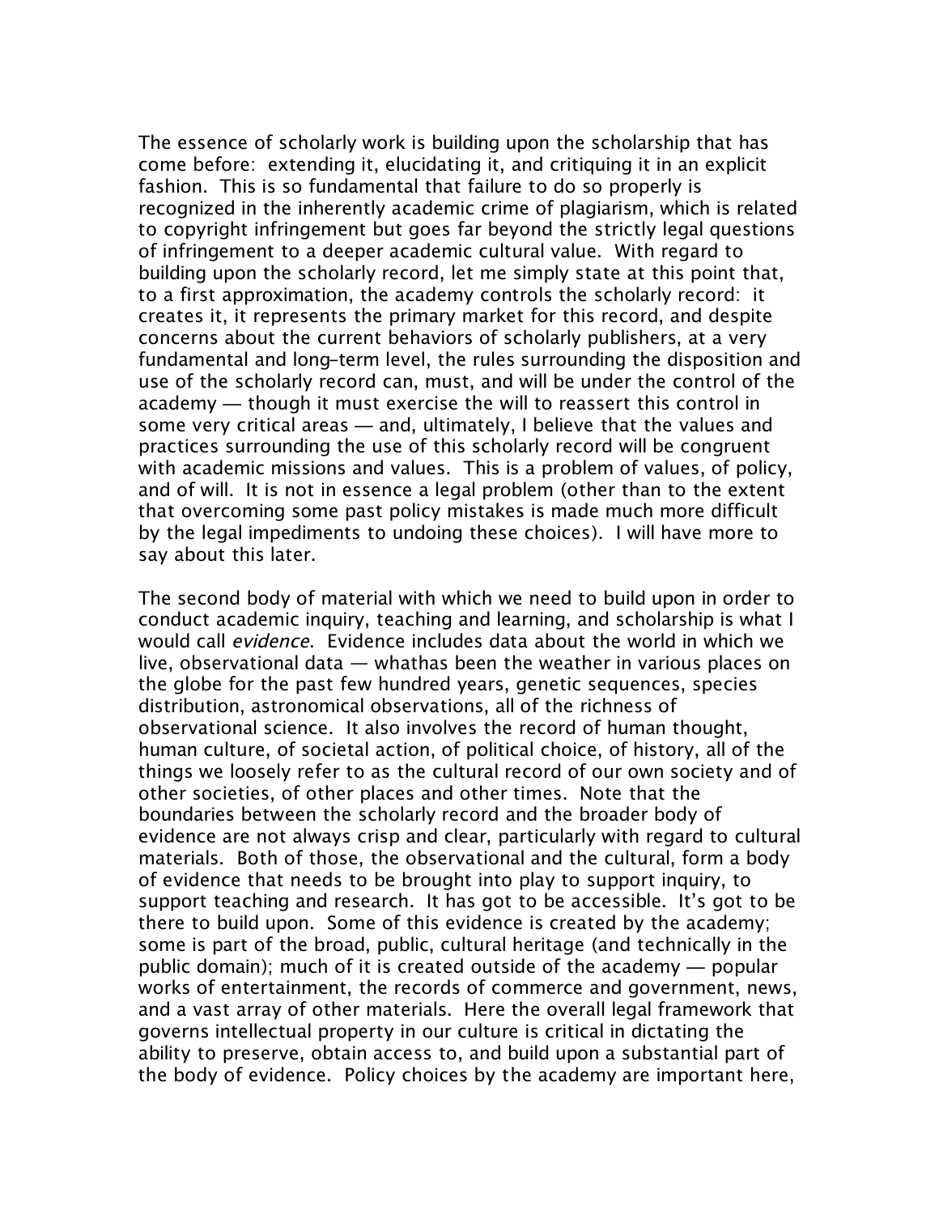The essence of scholarly work is building upon the scholarship that has come before: extending it, elucidating it, and critiquing it in an explicit fashion. This is so fundamental that failure to do so properly is recognized in the inherently academic crime of plagiarism, which is related to copyright infringement but goes far beyond the strictly legal questions of infringement to a deeper academic cultural value. With regard to building upon the scholarly record, let me simply state at this point that, to a first approximation, the academy controls the scholarly record: it creates it, it represents the primary market for this record, and despite concerns about the current behaviors of scholarly publishers, at a very fundamental and long–term level, the rules surrounding the disposition and use of the scholarly record can, must, and will be under the control of the academy — though it must exercise the will to reassert this control in some very critical areas — and, ultimately, I believe that the values and practices surrounding the use of this scholarly record will be congruent with academic missions and values. This is a problem of values, of policy, and of will. It is not in essence a legal problem (other than to the extent that overcoming some past policy mistakes is made much more difficult by the legal impediments to undoing these choices). I will have more to say about this later.

The second body of material with which we need to build upon in order to conduct academic inquiry, teaching and learning, and scholarship is what I would call *evidence*. Evidence includes data about the world in which we live, observational data — whathas been the weather in various places on the globe for the past few hundred years, genetic sequences, species distribution, astronomical observations, all of the richness of observational science. It also involves the record of human thought, human culture, of societal action, of political choice, of history, all of the things we loosely refer to as the cultural record of our own society and of other societies, of other places and other times. Note that the boundaries between the scholarly record and the broader body of evidence are not always crisp and clear, particularly with regard to cultural materials. Both of those, the observational and the cultural, form a body of evidence that needs to be brought into play to support inquiry, to support teaching and research. It has got to be accessible. It's got to be there to build upon. Some of this evidence is created by the academy; some is part of the broad, public, cultural heritage (and technically in the public domain); much of it is created outside of the academy — popular works of entertainment, the records of commerce and government, news, and a vast array of other materials. Here the overall legal framework that governs intellectual property in our culture is critical in dictating the ability to preserve, obtain access to, and build upon a substantial part of the body of evidence. Policy choices by the academy are important here,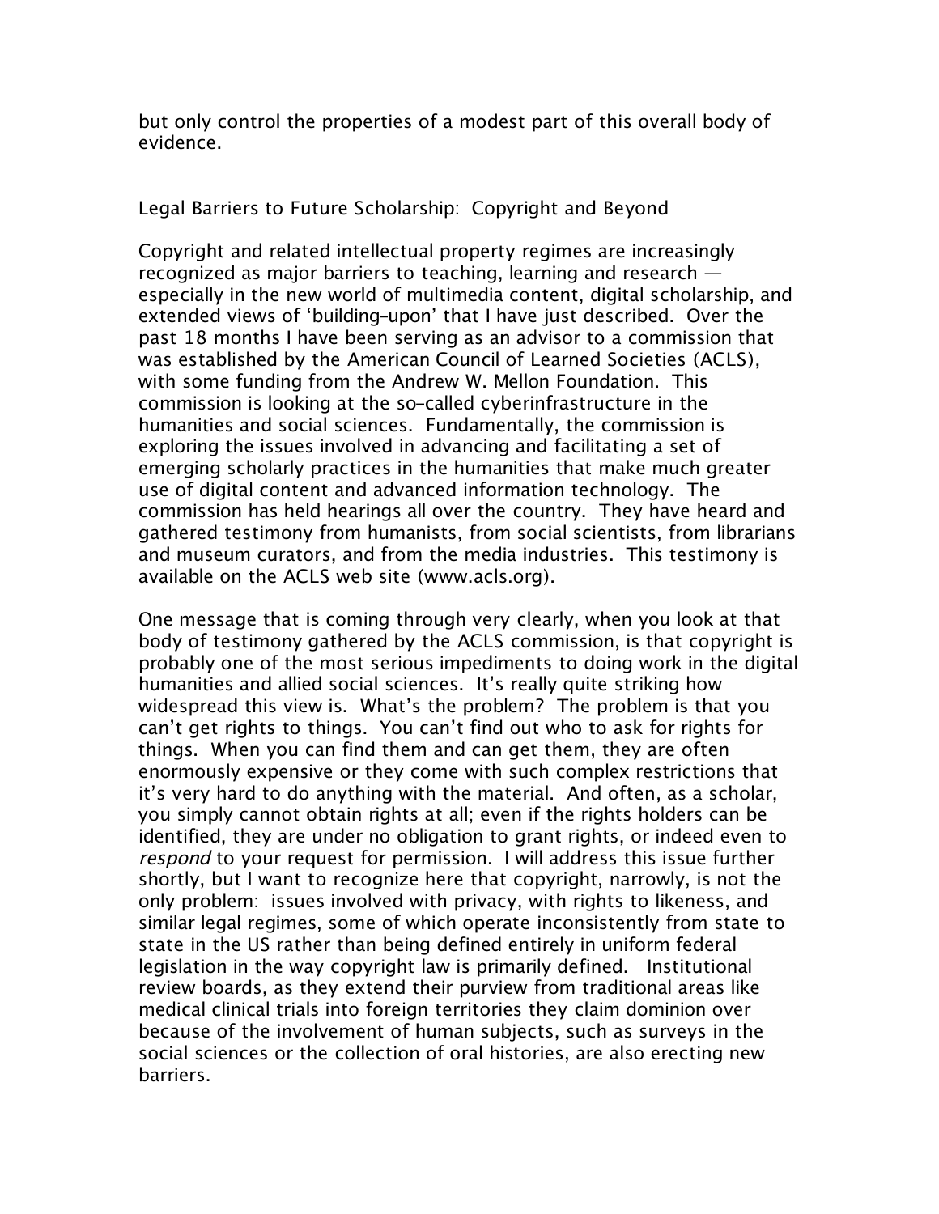but only control the properties of a modest part of this overall body of evidence.

## Legal Barriers to Future Scholarship: Copyright and Beyond

Copyright and related intellectual property regimes are increasingly recognized as major barriers to teaching, learning and research — especially in the new world of multimedia content, digital scholarship, and extended views of 'building-upon' that I have just described. Over the past 18 months I have been serving as an advisor to a commission that was established by the American Council of Learned Societies (ACLS), with some funding from the Andrew W. Mellon Foundation. This commission is looking at the so-called cyberinfrastructure in the humanities and social sciences. Fundamentally, the commission is exploring the issues involved in advancing and facilitating a set of emerging scholarly practices in the humanities that make much greater use of digital content and advanced information technology. The commission has held hearings all over the country. They have heard and gathered testimony from humanists, from social scientists, from librarians and museum curators, and from the media industries. This testimony is available on the ACLS web site (www.acls.org).

One message that is coming through very clearly, when you look at that body of testimony gathered by the ACLS commission, is that copyright is probably one of the most serious impediments to doing work in the digital humanities and allied social sciences. It's really quite striking how widespread this view is. What's the problem? The problem is that you can't get rights to things. You can't find out who to ask for rights for things. When you can find them and can get them, they are often enormously expensive or they come with such complex restrictions that it's very hard to do anything with the material. And often, as a scholar, you simply cannot obtain rights at all; even if the rights holders can be identified, they are under no obligation to grant rights, or indeed even to *respond* to your request for permission. I will address this issue further shortly, but I want to recognize here that copyright, narrowly, is not the only problem: issues involved with privacy, with rights to likeness, and similar legal regimes, some of which operate inconsistently from state to state in the US rather than being defined entirely in uniform federal legislation in the way copyright law is primarily defined. Institutional review boards, as they extend their purview from traditional areas like medical clinical trials into foreign territories they claim dominion over because of the involvement of human subjects, such as surveys in the social sciences or the collection of oral histories, are also erecting new barriers.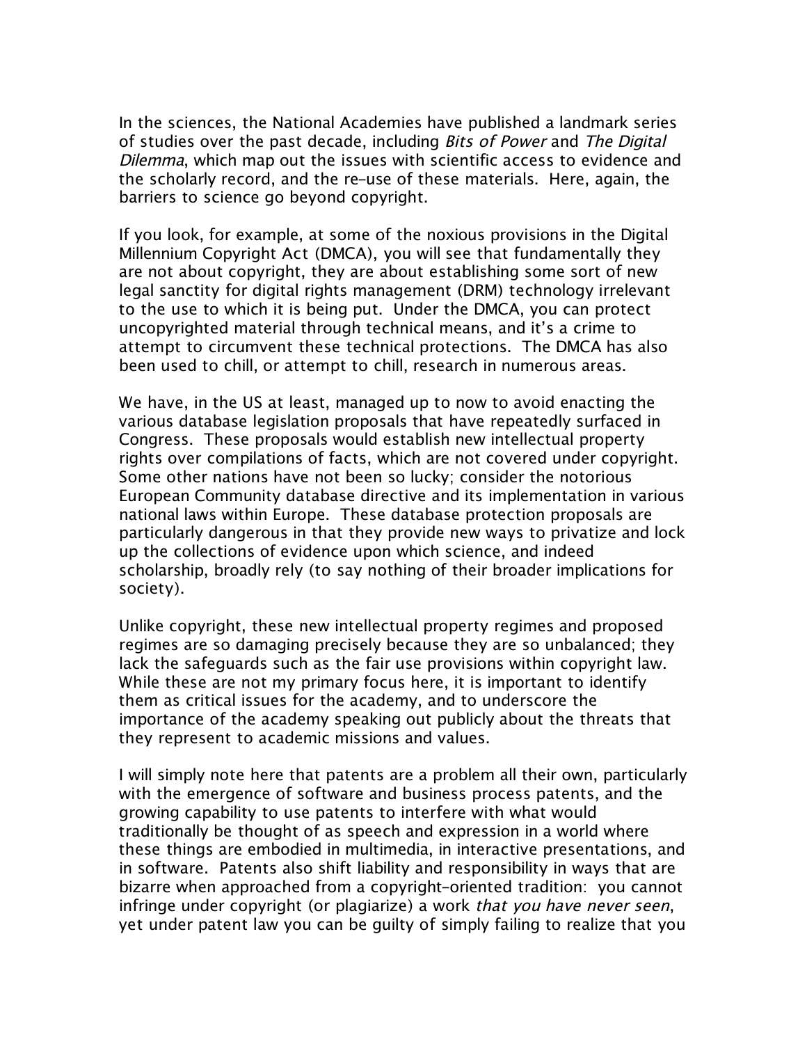In the sciences, the National Academies have published a landmark series of studies over the past decade, including *Bits of Power* and *The Digital Dilemma*, which map out the issues with scientific access to evidence and the scholarly record, and the re-use of these materials. Here, again, the barriers to science go beyond copyright.

If you look, for example, at some of the noxious provisions in the Digital Millennium Copyright Act (DMCA), you will see that fundamentally they are not about copyright, they are about establishing some sort of new legal sanctity for digital rights management (DRM) technology irrelevant to the use to which it is being put. Under the DMCA, you can protect uncopyrighted material through technical means, and it's a crime to attempt to circumvent these technical protections. The DMCA has also been used to chill, or attempt to chill, research in numerous areas.

We have, in the US at least, managed up to now to avoid enacting the various database legislation proposals that have repeatedly surfaced in Congress. These proposals would establish new intellectual property rights over compilations of facts, which are not covered under copyright. Some other nations have not been so lucky; consider the notorious European Community database directive and its implementation in various national laws within Europe. These database protection proposals are particularly dangerous in that they provide new ways to privatize and lock up the collections of evidence upon which science, and indeed scholarship, broadly rely (to say nothing of their broader implications for society).

Unlike copyright, these new intellectual property regimes and proposed regimes are so damaging precisely because they are so unbalanced; they lack the safeguards such as the fair use provisions within copyright law. While these are not my primary focus here, it is important to identify them as critical issues for the academy, and to underscore the importance of the academy speaking out publicly about the threats that they represent to academic missions and values.

I will simply note here that patents are a problem all their own, particularly with the emergence of software and business process patents, and the growing capability to use patents to interfere with what would traditionally be thought of as speech and expression in a world where these things are embodied in multimedia, in interactive presentations, and in software. Patents also shift liability and responsibility in ways that are bizarre when approached from a copyright-oriented tradition: you cannot infringe under copyright (or plagiarize) a work *that you have never seen*, yet under patent law you can be guilty of simply failing to realize that you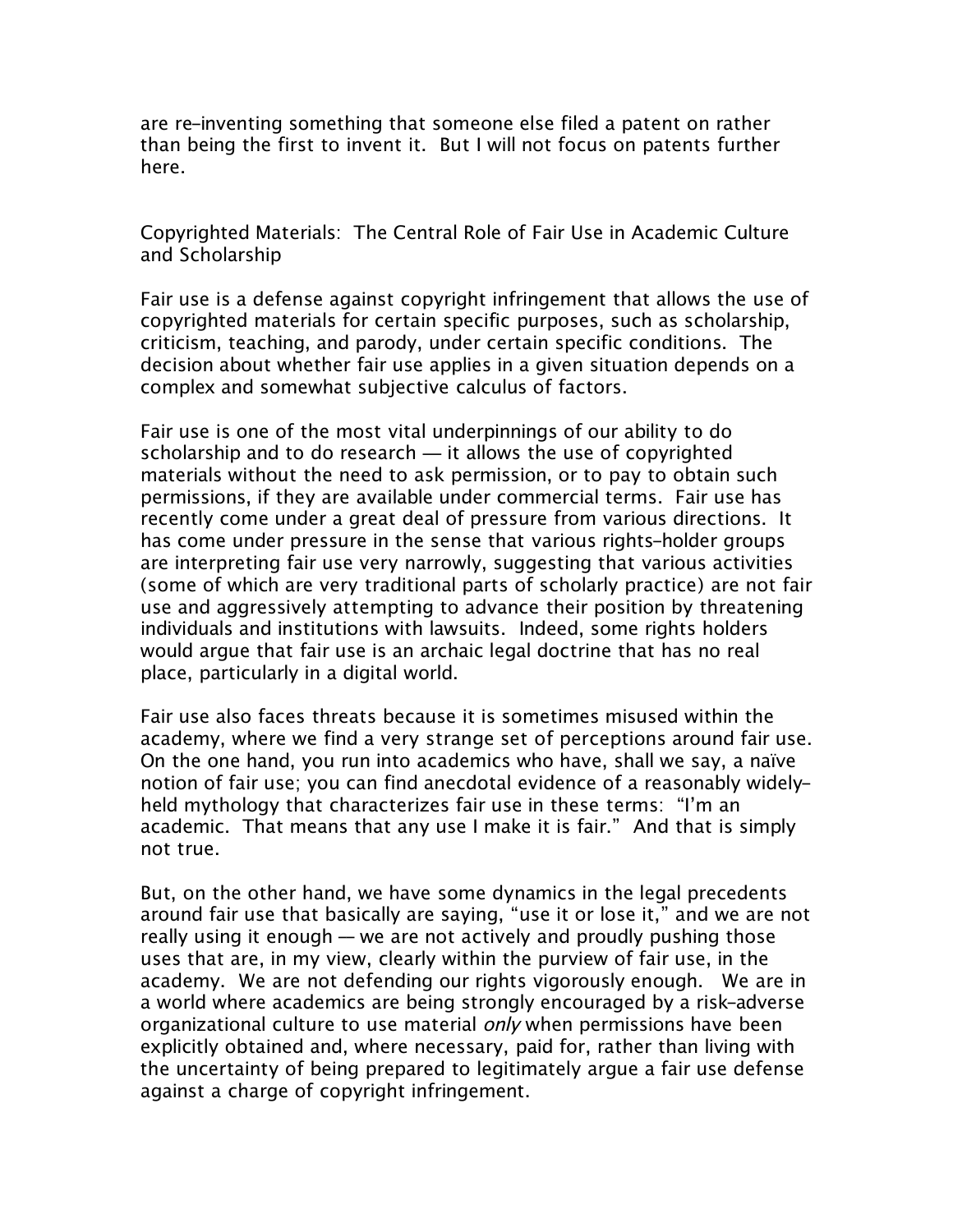are re-inventing something that someone else filed a patent on rather than being the first to invent it. But I will not focus on patents further here.

## Copyrighted Materials: The Central Role of Fair Use in Academic Culture and Scholarship

Fair use is a defense against copyright infringement that allows the use of copyrighted materials for certain specific purposes, such as scholarship, criticism, teaching, and parody, under certain specific conditions. The decision about whether fair use applies in a given situation depends on a complex and somewhat subjective calculus of factors.

Fair use is one of the most vital underpinnings of our ability to do scholarship and to do research — it allows the use of copyrighted materials without the need to ask permission, or to pay to obtain such permissions, if they are available under commercial terms. Fair use has recently come under a great deal of pressure from various directions. It has come under pressure in the sense that various rights-holder groups are interpreting fair use very narrowly, suggesting that various activities (some of which are very traditional parts of scholarly practice) are not fair use and aggressively attempting to advance their position by threatening individuals and institutions with lawsuits. Indeed, some rights holders would argue that fair use is an archaic legal doctrine that has no real place, particularly in a digital world.

Fair use also faces threats because it is sometimes misused within the academy, where we find a very strange set of perceptions around fair use. On the one hand, you run into academics who have, shall we say, a naïve notion of fair use; you can find anecdotal evidence of a reasonably widely-held mythology that characterizes fair use in these terms: "I'm an academic. That means that any use I make it is fair." And that is simply not true.

But, on the other hand, we have some dynamics in the legal precedents around fair use that basically are saying, "use it or lose it," and we are not really using it enough — we are not actively and proudly pushing those uses that are, in my view, clearly within the purview of fair use, in the academy. We are not defending our rights vigorously enough. We are in a world where academics are being strongly encouraged by a risk-adverse organizational culture to use material *only* when permissions have been explicitly obtained and, where necessary, paid for, rather than living with the uncertainty of being prepared to legitimately argue a fair use defense against a charge of copyright infringement.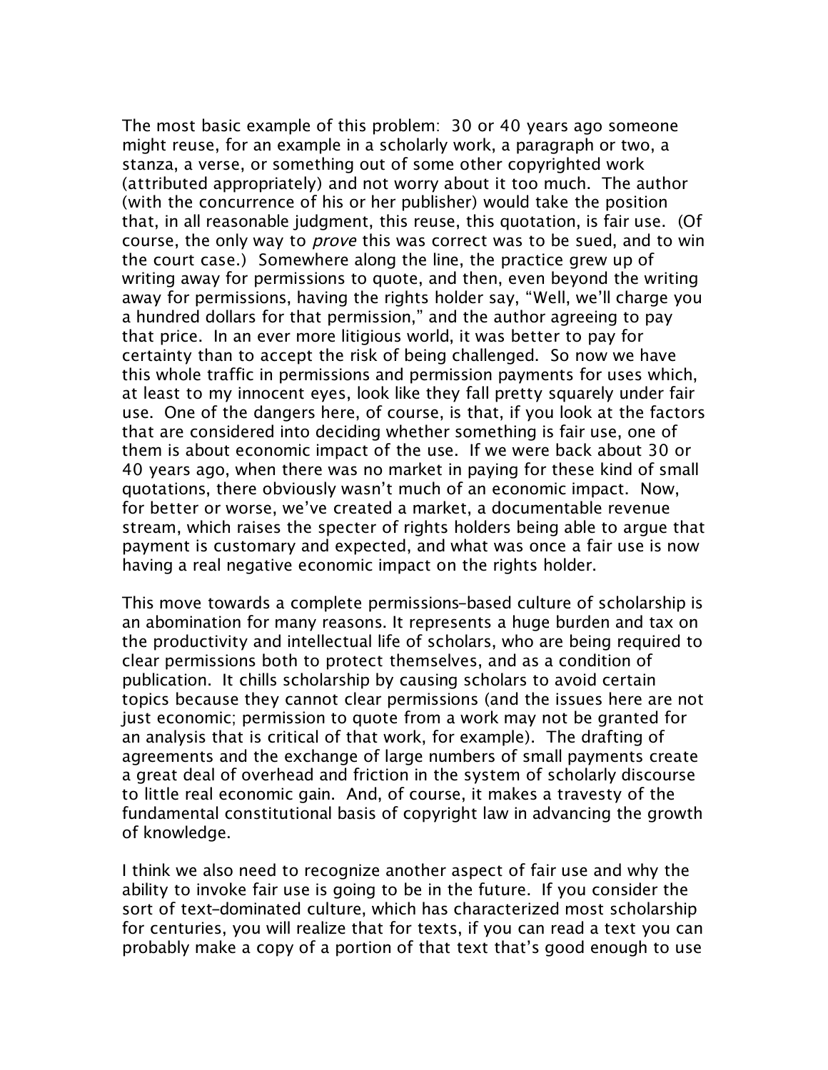The most basic example of this problem: 30 or 40 years ago someone might reuse, for an example in a scholarly work, a paragraph or two, a stanza, a verse, or something out of some other copyrighted work (attributed appropriately) and not worry about it too much. The author (with the concurrence of his or her publisher) would take the position that, in all reasonable judgment, this reuse, this quotation, is fair use. (Of course, the only way to *prove* this was correct was to be sued, and to win the court case.) Somewhere along the line, the practice grew up of writing away for permissions to quote, and then, even beyond the writing away for permissions, having the rights holder say, "Well, we'll charge you a hundred dollars for that permission," and the author agreeing to pay that price. In an ever more litigious world, it was better to pay for certainty than to accept the risk of being challenged. So now we have this whole traffic in permissions and permission payments for uses which, at least to my innocent eyes, look like they fall pretty squarely under fair use. One of the dangers here, of course, is that, if you look at the factors that are considered into deciding whether something is fair use, one of them is about economic impact of the use. If we were back about 30 or 40 years ago, when there was no market in paying for these kind of small quotations, there obviously wasn't much of an economic impact. Now, for better or worse, we've created a market, a documentable revenue stream, which raises the specter of rights holders being able to argue that payment is customary and expected, and what was once a fair use is now having a real negative economic impact on the rights holder.

This move towards a complete permissions-based culture of scholarship is an abomination for many reasons. It represents a huge burden and tax on the productivity and intellectual life of scholars, who are being required to clear permissions both to protect themselves, and as a condition of publication. It chills scholarship by causing scholars to avoid certain topics because they cannot clear permissions (and the issues here are not just economic; permission to quote from a work may not be granted for an analysis that is critical of that work, for example). The drafting of agreements and the exchange of large numbers of small payments create a great deal of overhead and friction in the system of scholarly discourse to little real economic gain. And, of course, it makes a travesty of the fundamental constitutional basis of copyright law in advancing the growth of knowledge.

I think we also need to recognize another aspect of fair use and why the ability to invoke fair use is going to be in the future. If you consider the sort of text-dominated culture, which has characterized most scholarship for centuries, you will realize that for texts, if you can read a text you can probably make a copy of a portion of that text that's good enough to use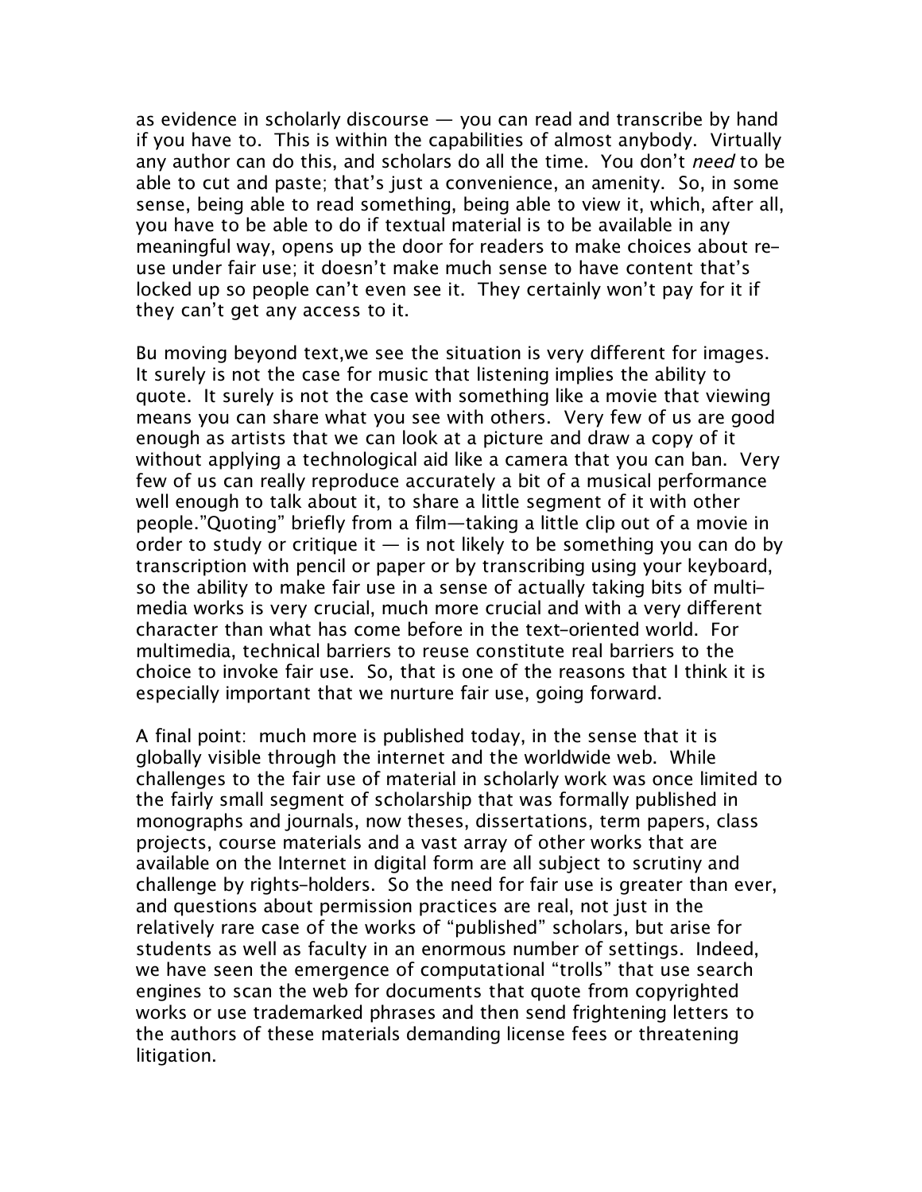as evidence in scholarly discourse — you can read and transcribe by hand if you have to. This is within the capabilities of almost anybody. Virtually any author can do this, and scholars do all the time. You don't *need* to be able to cut and paste; that's just a convenience, an amenity. So, in some sense, being able to read something, being able to view it, which, after all, you have to be able to do if textual material is to be available in any meaningful way, opens up the door for readers to make choices about re-use under fair use; it doesn't make much sense to have content that's locked up so people can't even see it. They certainly won't pay for it if they can't get any access to it.

Bu moving beyond text,we see the situation is very different for images. It surely is not the case for music that listening implies the ability to quote. It surely is not the case with something like a movie that viewing means you can share what you see with others. Very few of us are good enough as artists that we can look at a picture and draw a copy of it without applying a technological aid like a camera that you can ban. Very few of us can really reproduce accurately a bit of a musical performance well enough to talk about it, to share a little segment of it with other people."Quoting" briefly from a film—taking a little clip out of a movie in order to study or critique it — is not likely to be something you can do by transcription with pencil or paper or by transcribing using your keyboard, so the ability to make fair use in a sense of actually taking bits of multi-media works is very crucial, much more crucial and with a very different character than what has come before in the text-oriented world. For multimedia, technical barriers to reuse constitute real barriers to the choice to invoke fair use. So, that is one of the reasons that I think it is especially important that we nurture fair use, going forward.

A final point: much more is published today, in the sense that it is globally visible through the internet and the worldwide web. While challenges to the fair use of material in scholarly work was once limited to the fairly small segment of scholarship that was formally published in monographs and journals, now theses, dissertations, term papers, class projects, course materials and a vast array of other works that are available on the Internet in digital form are all subject to scrutiny and challenge by rights-holders. So the need for fair use is greater than ever, and questions about permission practices are real, not just in the relatively rare case of the works of "published" scholars, but arise for students as well as faculty in an enormous number of settings. Indeed, we have seen the emergence of computational "trolls" that use search engines to scan the web for documents that quote from copyrighted works or use trademarked phrases and then send frightening letters to the authors of these materials demanding license fees or threatening litigation.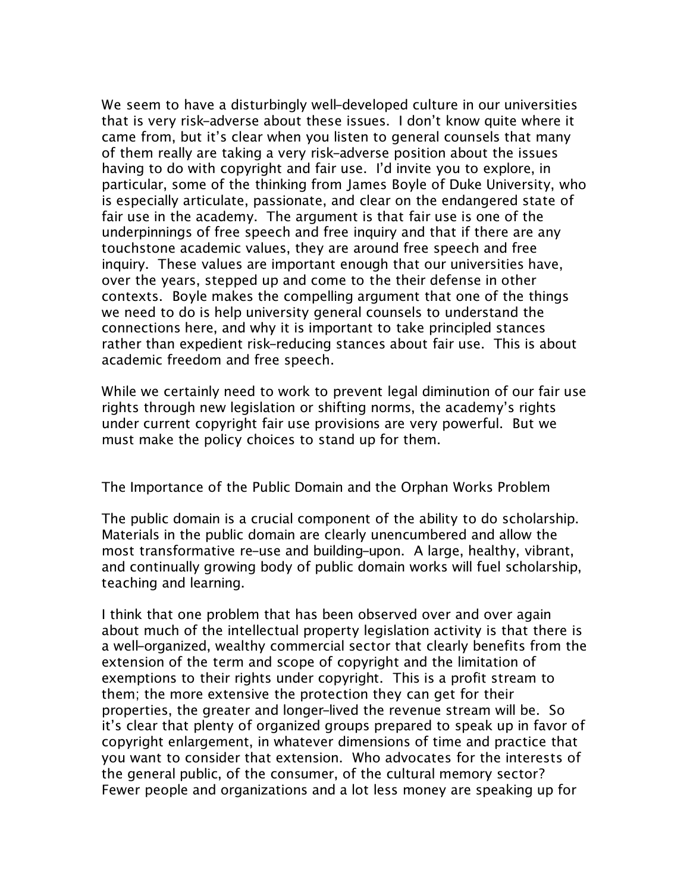We seem to have a disturbingly well-developed culture in our universities that is very risk-adverse about these issues. I don't know quite where it came from, but it's clear when you listen to general counsels that many of them really are taking a very risk-adverse position about the issues having to do with copyright and fair use. I'd invite you to explore, in particular, some of the thinking from James Boyle of Duke University, who is especially articulate, passionate, and clear on the endangered state of fair use in the academy. The argument is that fair use is one of the underpinnings of free speech and free inquiry and that if there are any touchstone academic values, they are around free speech and free inquiry. These values are important enough that our universities have, over the years, stepped up and come to the their defense in other contexts. Boyle makes the compelling argument that one of the things we need to do is help university general counsels to understand the connections here, and why it is important to take principled stances rather than expedient risk-reducing stances about fair use. This is about academic freedom and free speech.

While we certainly need to work to prevent legal diminution of our fair use rights through new legislation or shifting norms, the academy's rights under current copyright fair use provisions are very powerful. But we must make the policy choices to stand up for them.

## The Importance of the Public Domain and the Orphan Works Problem

The public domain is a crucial component of the ability to do scholarship. Materials in the public domain are clearly unencumbered and allow the most transformative re-use and building-upon. A large, healthy, vibrant, and continually growing body of public domain works will fuel scholarship, teaching and learning.

I think that one problem that has been observed over and over again about much of the intellectual property legislation activity is that there is a well-organized, wealthy commercial sector that clearly benefits from the extension of the term and scope of copyright and the limitation of exemptions to their rights under copyright. This is a profit stream to them; the more extensive the protection they can get for their properties, the greater and longer-lived the revenue stream will be. So it's clear that plenty of organized groups prepared to speak up in favor of copyright enlargement, in whatever dimensions of time and practice that you want to consider that extension. Who advocates for the interests of the general public, of the consumer, of the cultural memory sector? Fewer people and organizations and a lot less money are speaking up for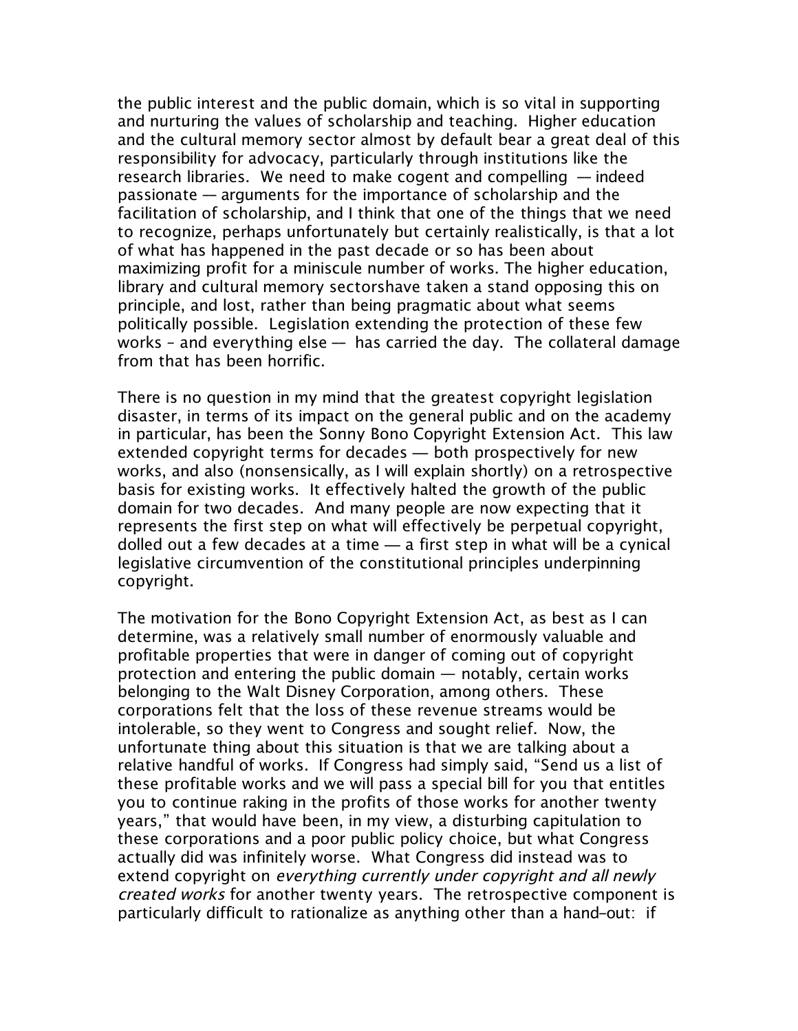the public interest and the public domain, which is so vital in supporting and nurturing the values of scholarship and teaching. Higher education and the cultural memory sector almost by default bear a great deal of this responsibility for advocacy, particularly through institutions like the research libraries. We need to make cogent and compelling — indeed passionate — arguments for the importance of scholarship and the facilitation of scholarship, and I think that one of the things that we need to recognize, perhaps unfortunately but certainly realistically, is that a lot of what has happened in the past decade or so has been about maximizing profit for a miniscule number of works. The higher education, library and cultural memory sectorshave taken a stand opposing this on principle, and lost, rather than being pragmatic about what seems politically possible. Legislation extending the protection of these few works – and everything else — has carried the day. The collateral damage from that has been horrific.

There is no question in my mind that the greatest copyright legislation disaster, in terms of its impact on the general public and on the academy in particular, has been the Sonny Bono Copyright Extension Act. This law extended copyright terms for decades — both prospectively for new works, and also (nonsensically, as I will explain shortly) on a retrospective basis for existing works. It effectively halted the growth of the public domain for two decades. And many people are now expecting that it represents the first step on what will effectively be perpetual copyright, dolled out a few decades at a time — a first step in what will be a cynical legislative circumvention of the constitutional principles underpinning copyright.

The motivation for the Bono Copyright Extension Act, as best as I can determine, was a relatively small number of enormously valuable and profitable properties that were in danger of coming out of copyright protection and entering the public domain — notably, certain works belonging to the Walt Disney Corporation, among others. These corporations felt that the loss of these revenue streams would be intolerable, so they went to Congress and sought relief. Now, the unfortunate thing about this situation is that we are talking about a relative handful of works. If Congress had simply said, "Send us a list of these profitable works and we will pass a special bill for you that entitles you to continue raking in the profits of those works for another twenty years," that would have been, in my view, a disturbing capitulation to these corporations and a poor public policy choice, but what Congress actually did was infinitely worse. What Congress did instead was to extend copyright on *everything currently under copyright and all newly created works* for another twenty years. The retrospective component is particularly difficult to rationalize as anything other than a hand-out: if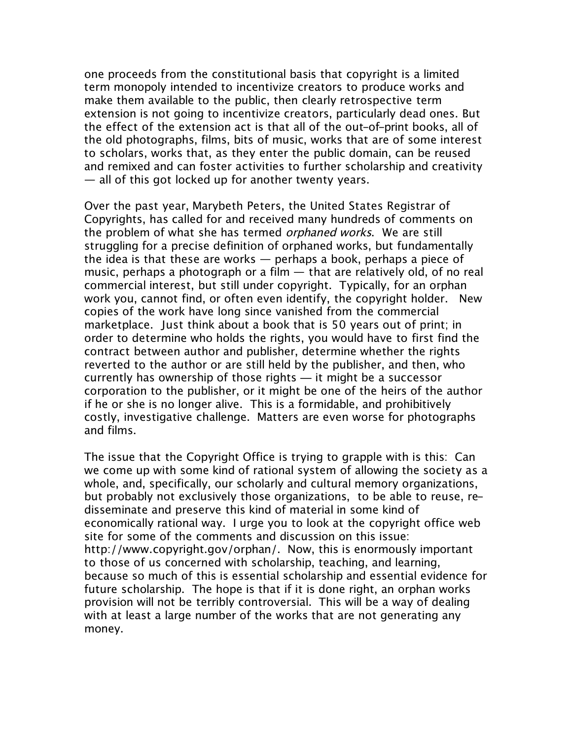one proceeds from the constitutional basis that copyright is a limited term monopoly intended to incentivize creators to produce works and make them available to the public, then clearly retrospective term extension is not going to incentivize creators, particularly dead ones. But the effect of the extension act is that all of the out-of-print books, all of the old photographs, films, bits of music, works that are of some interest to scholars, works that, as they enter the public domain, can be reused and remixed and can foster activities to further scholarship and creativity — all of this got locked up for another twenty years.

Over the past year, Marybeth Peters, the United States Registrar of Copyrights, has called for and received many hundreds of comments on the problem of what she has termed *orphaned works*. We are still struggling for a precise definition of orphaned works, but fundamentally the idea is that these are works — perhaps a book, perhaps a piece of music, perhaps a photograph or a film — that are relatively old, of no real commercial interest, but still under copyright. Typically, for an orphan work you, cannot find, or often even identify, the copyright holder. New copies of the work have long since vanished from the commercial marketplace. Just think about a book that is 50 years out of print; in order to determine who holds the rights, you would have to first find the contract between author and publisher, determine whether the rights reverted to the author or are still held by the publisher, and then, who currently has ownership of those rights — it might be a successor corporation to the publisher, or it might be one of the heirs of the author if he or she is no longer alive. This is a formidable, and prohibitively costly, investigative challenge. Matters are even worse for photographs and films.

The issue that the Copyright Office is trying to grapple with is this: Can we come up with some kind of rational system of allowing the society as a whole, and, specifically, our scholarly and cultural memory organizations, but probably not exclusively those organizations, to be able to reuse, re-disseminate and preserve this kind of material in some kind of economically rational way. I urge you to look at the copyright office web site for some of the comments and discussion on this issue: http://www.copyright.gov/orphan/. Now, this is enormously important to those of us concerned with scholarship, teaching, and learning, because so much of this is essential scholarship and essential evidence for future scholarship. The hope is that if it is done right, an orphan works provision will not be terribly controversial. This will be a way of dealing with at least a large number of the works that are not generating any money.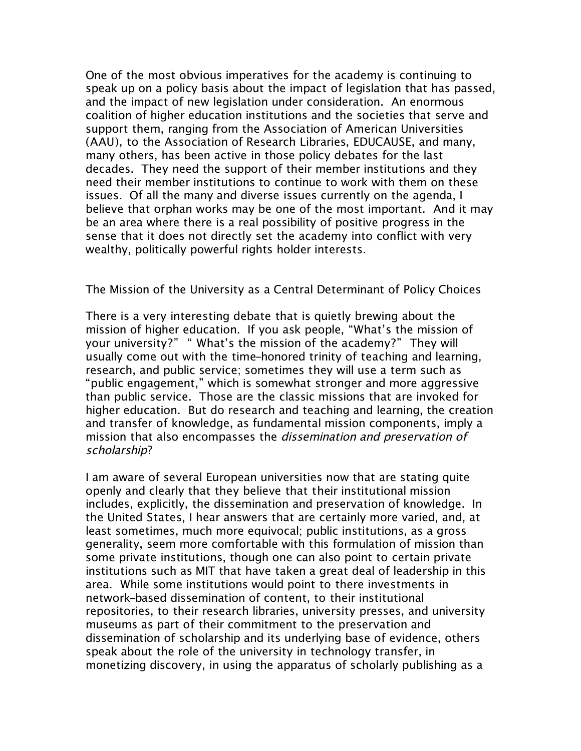One of the most obvious imperatives for the academy is continuing to speak up on a policy basis about the impact of legislation that has passed, and the impact of new legislation under consideration. An enormous coalition of higher education institutions and the societies that serve and support them, ranging from the Association of American Universities (AAU), to the Association of Research Libraries, EDUCAUSE, and many, many others, has been active in those policy debates for the last decades. They need the support of their member institutions and they need their member institutions to continue to work with them on these issues. Of all the many and diverse issues currently on the agenda, I believe that orphan works may be one of the most important. And it may be an area where there is a real possibility of positive progress in the sense that it does not directly set the academy into conflict with very wealthy, politically powerful rights holder interests.

## The Mission of the University as a Central Determinant of Policy Choices

There is a very interesting debate that is quietly brewing about the mission of higher education. If you ask people, "What's the mission of your university?" " What's the mission of the academy?" They will usually come out with the time-honored trinity of teaching and learning, research, and public service; sometimes they will use a term such as "public engagement," which is somewhat stronger and more aggressive than public service. Those are the classic missions that are invoked for higher education. But do research and teaching and learning, the creation and transfer of knowledge, as fundamental mission components, imply a mission that also encompasses the *dissemination and preservation of scholarship*?

I am aware of several European universities now that are stating quite openly and clearly that they believe that their institutional mission includes, explicitly, the dissemination and preservation of knowledge. In the United States, I hear answers that are certainly more varied, and, at least sometimes, much more equivocal; public institutions, as a gross generality, seem more comfortable with this formulation of mission than some private institutions, though one can also point to certain private institutions such as MIT that have taken a great deal of leadership in this area. While some institutions would point to there investments in network-based dissemination of content, to their institutional repositories, to their research libraries, university presses, and university museums as part of their commitment to the preservation and dissemination of scholarship and its underlying base of evidence, others speak about the role of the university in technology transfer, in monetizing discovery, in using the apparatus of scholarly publishing as a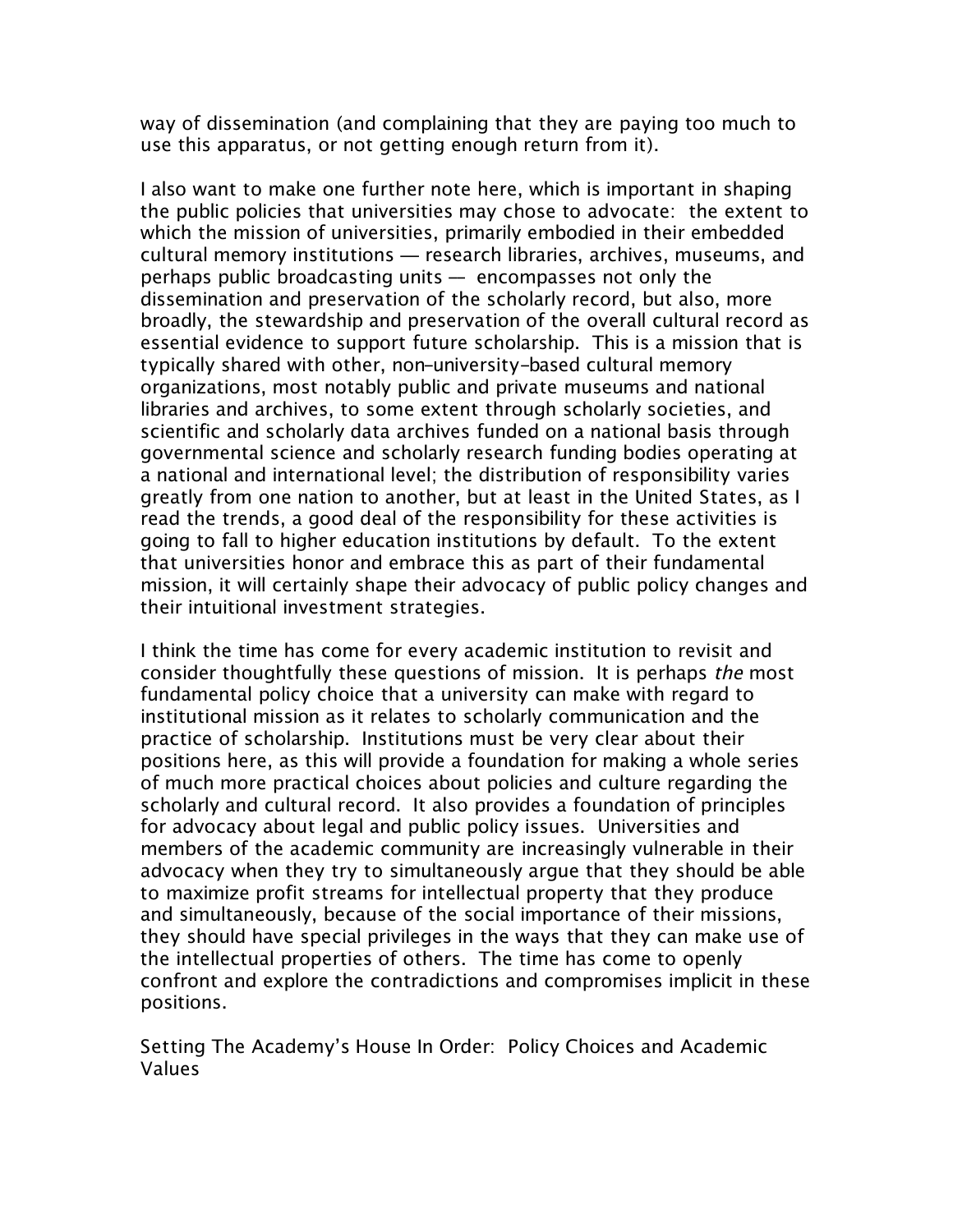way of dissemination (and complaining that they are paying too much to use this apparatus, or not getting enough return from it).

I also want to make one further note here, which is important in shaping the public policies that universities may chose to advocate: the extent to which the mission of universities, primarily embodied in their embedded cultural memory institutions — research libraries, archives, museums, and perhaps public broadcasting units — encompasses not only the dissemination and preservation of the scholarly record, but also, more broadly, the stewardship and preservation of the overall cultural record as essential evidence to support future scholarship. This is a mission that is typically shared with other, non-university-based cultural memory organizations, most notably public and private museums and national libraries and archives, to some extent through scholarly societies, and scientific and scholarly data archives funded on a national basis through governmental science and scholarly research funding bodies operating at a national and international level; the distribution of responsibility varies greatly from one nation to another, but at least in the United States, as I read the trends, a good deal of the responsibility for these activities is going to fall to higher education institutions by default. To the extent that universities honor and embrace this as part of their fundamental mission, it will certainly shape their advocacy of public policy changes and their intuitional investment strategies.

I think the time has come for every academic institution to revisit and consider thoughtfully these questions of mission. It is perhaps *the* most fundamental policy choice that a university can make with regard to institutional mission as it relates to scholarly communication and the practice of scholarship. Institutions must be very clear about their positions here, as this will provide a foundation for making a whole series of much more practical choices about policies and culture regarding the scholarly and cultural record. It also provides a foundation of principles for advocacy about legal and public policy issues. Universities and members of the academic community are increasingly vulnerable in their advocacy when they try to simultaneously argue that they should be able to maximize profit streams for intellectual property that they produce and simultaneously, because of the social importance of their missions, they should have special privileges in the ways that they can make use of the intellectual properties of others. The time has come to openly confront and explore the contradictions and compromises implicit in these positions.

## Setting The Academy's House In Order: Policy Choices and Academic Values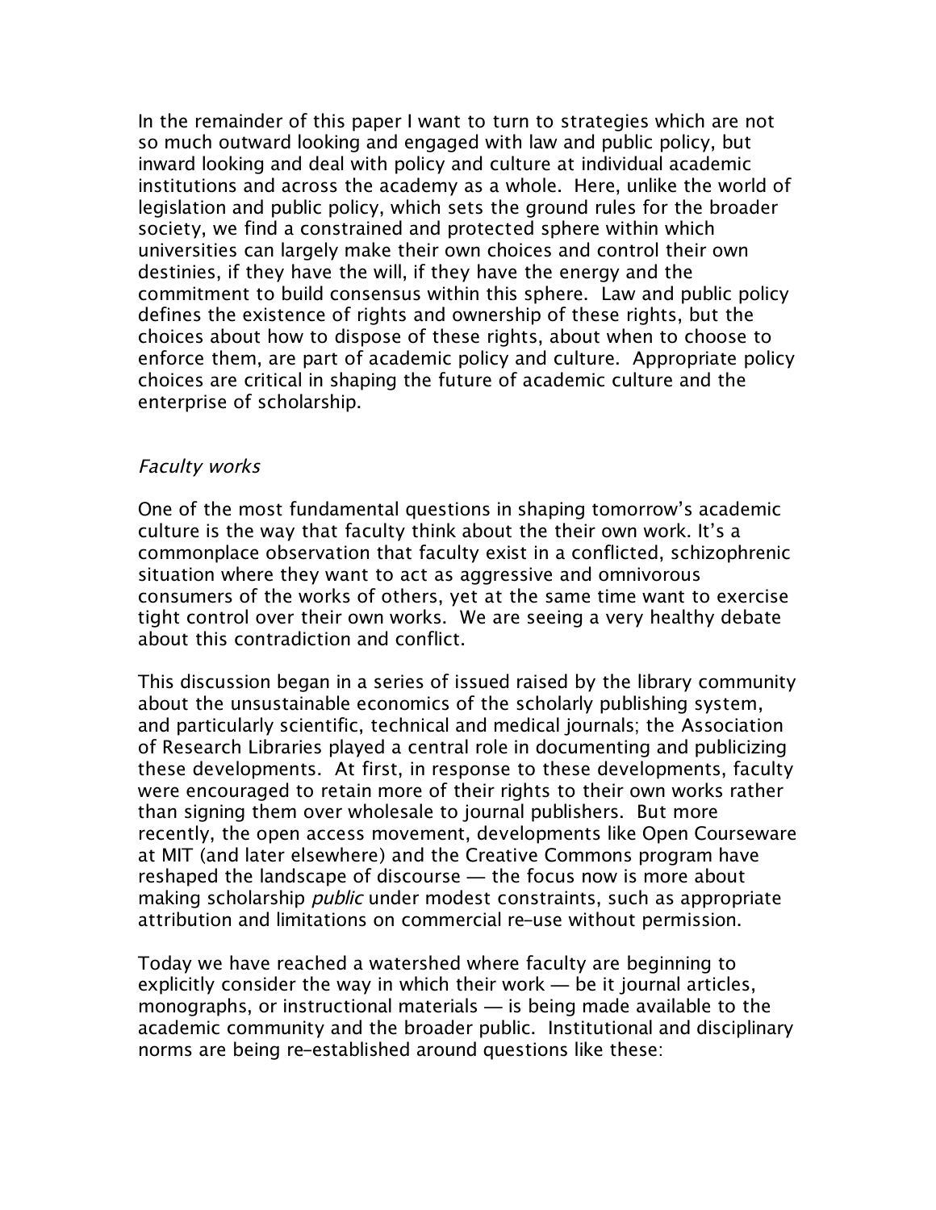In the remainder of this paper I want to turn to strategies which are not so much outward looking and engaged with law and public policy, but inward looking and deal with policy and culture at individual academic institutions and across the academy as a whole. Here, unlike the world of legislation and public policy, which sets the ground rules for the broader society, we find a constrained and protected sphere within which universities can largely make their own choices and control their own destinies, if they have the will, if they have the energy and the commitment to build consensus within this sphere. Law and public policy defines the existence of rights and ownership of these rights, but the choices about how to dispose of these rights, about when to choose to enforce them, are part of academic policy and culture. Appropriate policy choices are critical in shaping the future of academic culture and the enterprise of scholarship.

*Faculty works*

One of the most fundamental questions in shaping tomorrow's academic culture is the way that faculty think about the their own work. It's a commonplace observation that faculty exist in a conflicted, schizophrenic situation where they want to act as aggressive and omnivorous consumers of the works of others, yet at the same time want to exercise tight control over their own works. We are seeing a very healthy debate about this contradiction and conflict.

This discussion began in a series of issued raised by the library community about the unsustainable economics of the scholarly publishing system, and particularly scientific, technical and medical journals; the Association of Research Libraries played a central role in documenting and publicizing these developments. At first, in response to these developments, faculty were encouraged to retain more of their rights to their own works rather than signing them over wholesale to journal publishers. But more recently, the open access movement, developments like Open Courseware at MIT (and later elsewhere) and the Creative Commons program have reshaped the landscape of discourse — the focus now is more about making scholarship *public* under modest constraints, such as appropriate attribution and limitations on commercial re-use without permission.

Today we have reached a watershed where faculty are beginning to explicitly consider the way in which their work — be it journal articles, monographs, or instructional materials — is being made available to the academic community and the broader public. Institutional and disciplinary norms are being re-established around questions like these: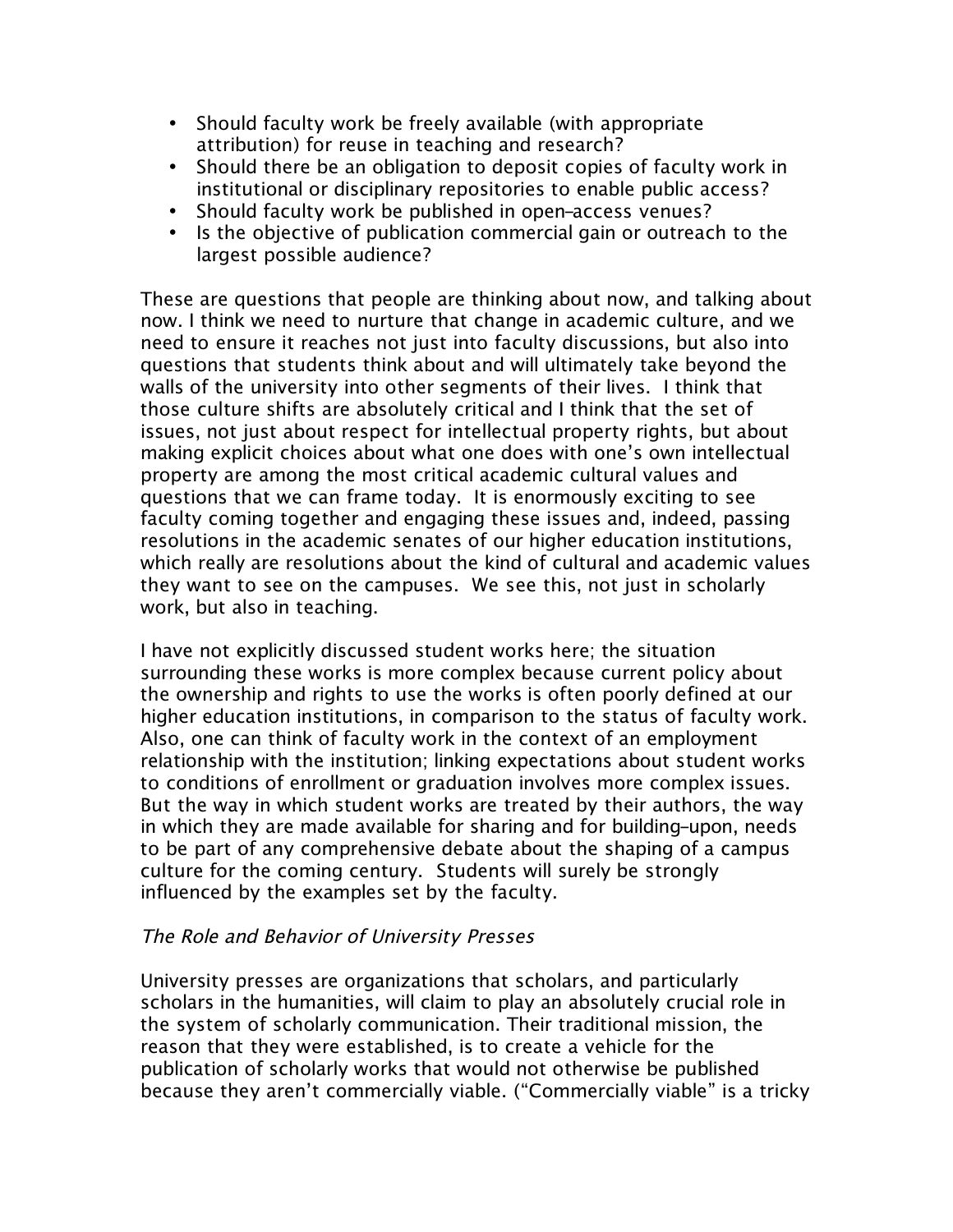- Should faculty work be freely available (with appropriate attribution) for reuse in teaching and research?
- Should there be an obligation to deposit copies of faculty work in institutional or disciplinary repositories to enable public access?
- Should faculty work be published in open-access venues?
- Is the objective of publication commercial gain or outreach to the largest possible audience?

These are questions that people are thinking about now, and talking about now. I think we need to nurture that change in academic culture, and we need to ensure it reaches not just into faculty discussions, but also into questions that students think about and will ultimately take beyond the walls of the university into other segments of their lives. I think that those culture shifts are absolutely critical and I think that the set of issues, not just about respect for intellectual property rights, but about making explicit choices about what one does with one's own intellectual property are among the most critical academic cultural values and questions that we can frame today. It is enormously exciting to see faculty coming together and engaging these issues and, indeed, passing resolutions in the academic senates of our higher education institutions, which really are resolutions about the kind of cultural and academic values they want to see on the campuses. We see this, not just in scholarly work, but also in teaching.

I have not explicitly discussed student works here; the situation surrounding these works is more complex because current policy about the ownership and rights to use the works is often poorly defined at our higher education institutions, in comparison to the status of faculty work. Also, one can think of faculty work in the context of an employment relationship with the institution; linking expectations about student works to conditions of enrollment or graduation involves more complex issues. But the way in which student works are treated by their authors, the way in which they are made available for sharing and for building-upon, needs to be part of any comprehensive debate about the shaping of a campus culture for the coming century. Students will surely be strongly influenced by the examples set by the faculty.

*The Role and Behavior of University Presses*

University presses are organizations that scholars, and particularly scholars in the humanities, will claim to play an absolutely crucial role in the system of scholarly communication. Their traditional mission, the reason that they were established, is to create a vehicle for the publication of scholarly works that would not otherwise be published because they aren't commercially viable. ("Commercially viable" is a tricky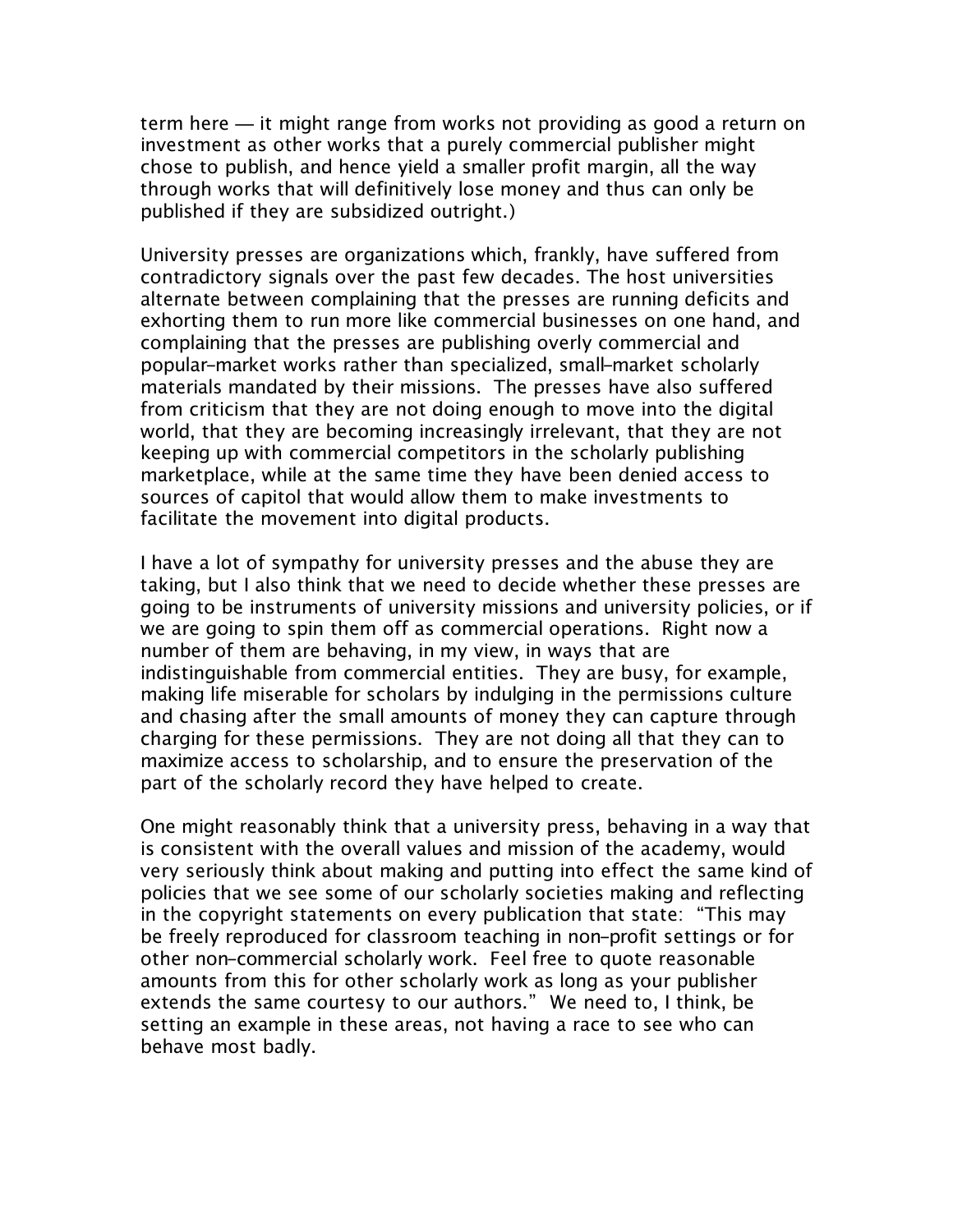term here — it might range from works not providing as good a return on investment as other works that a purely commercial publisher might chose to publish, and hence yield a smaller profit margin, all the way through works that will definitively lose money and thus can only be published if they are subsidized outright.)

University presses are organizations which, frankly, have suffered from contradictory signals over the past few decades. The host universities alternate between complaining that the presses are running deficits and exhorting them to run more like commercial businesses on one hand, and complaining that the presses are publishing overly commercial and popular-market works rather than specialized, small-market scholarly materials mandated by their missions. The presses have also suffered from criticism that they are not doing enough to move into the digital world, that they are becoming increasingly irrelevant, that they are not keeping up with commercial competitors in the scholarly publishing marketplace, while at the same time they have been denied access to sources of capitol that would allow them to make investments to facilitate the movement into digital products.

I have a lot of sympathy for university presses and the abuse they are taking, but I also think that we need to decide whether these presses are going to be instruments of university missions and university policies, or if we are going to spin them off as commercial operations. Right now a number of them are behaving, in my view, in ways that are indistinguishable from commercial entities. They are busy, for example, making life miserable for scholars by indulging in the permissions culture and chasing after the small amounts of money they can capture through charging for these permissions. They are not doing all that they can to maximize access to scholarship, and to ensure the preservation of the part of the scholarly record they have helped to create.

One might reasonably think that a university press, behaving in a way that is consistent with the overall values and mission of the academy, would very seriously think about making and putting into effect the same kind of policies that we see some of our scholarly societies making and reflecting in the copyright statements on every publication that state: "This may be freely reproduced for classroom teaching in non-profit settings or for other non-commercial scholarly work. Feel free to quote reasonable amounts from this for other scholarly work as long as your publisher extends the same courtesy to our authors." We need to, I think, be setting an example in these areas, not having a race to see who can behave most badly.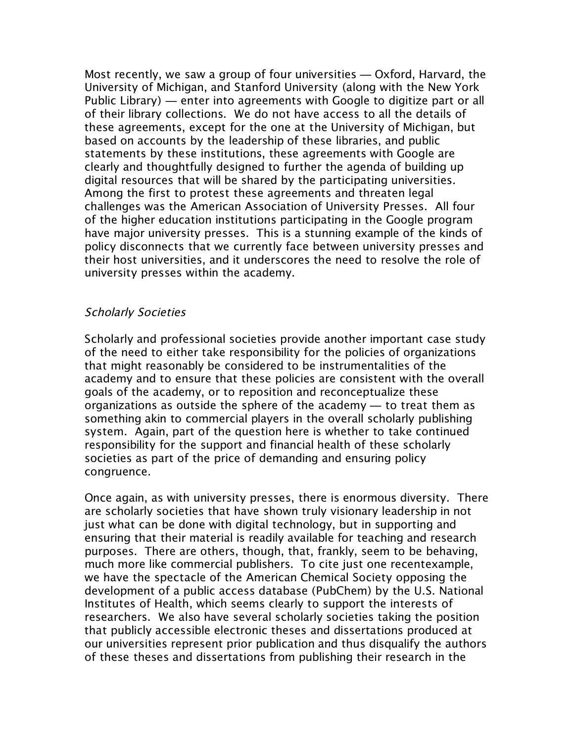Most recently, we saw a group of four universities — Oxford, Harvard, the University of Michigan, and Stanford University (along with the New York Public Library) — enter into agreements with Google to digitize part or all of their library collections. We do not have access to all the details of these agreements, except for the one at the University of Michigan, but based on accounts by the leadership of these libraries, and public statements by these institutions, these agreements with Google are clearly and thoughtfully designed to further the agenda of building up digital resources that will be shared by the participating universities. Among the first to protest these agreements and threaten legal challenges was the American Association of University Presses. All four of the higher education institutions participating in the Google program have major university presses. This is a stunning example of the kinds of policy disconnects that we currently face between university presses and their host universities, and it underscores the need to resolve the role of university presses within the academy.

### *Scholarly Societies*

Scholarly and professional societies provide another important case study of the need to either take responsibility for the policies of organizations that might reasonably be considered to be instrumentalities of the academy and to ensure that these policies are consistent with the overall goals of the academy, or to reposition and reconceptualize these organizations as outside the sphere of the academy — to treat them as something akin to commercial players in the overall scholarly publishing system. Again, part of the question here is whether to take continued responsibility for the support and financial health of these scholarly societies as part of the price of demanding and ensuring policy congruence.

Once again, as with university presses, there is enormous diversity. There are scholarly societies that have shown truly visionary leadership in not just what can be done with digital technology, but in supporting and ensuring that their material is readily available for teaching and research purposes. There are others, though, that, frankly, seem to be behaving, much more like commercial publishers. To cite just one recentexample, we have the spectacle of the American Chemical Society opposing the development of a public access database (PubChem) by the U.S. National Institutes of Health, which seems clearly to support the interests of researchers. We also have several scholarly societies taking the position that publicly accessible electronic theses and dissertations produced at our universities represent prior publication and thus disqualify the authors of these theses and dissertations from publishing their research in the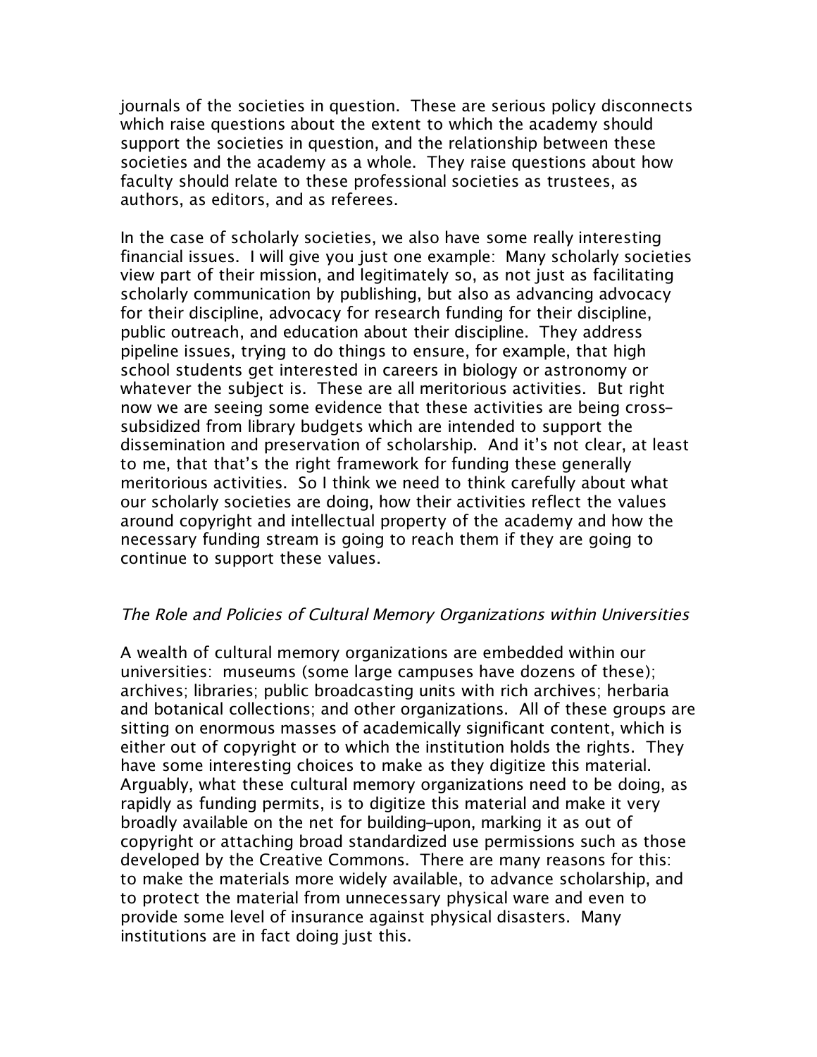journals of the societies in question. These are serious policy disconnects which raise questions about the extent to which the academy should support the societies in question, and the relationship between these societies and the academy as a whole. They raise questions about how faculty should relate to these professional societies as trustees, as authors, as editors, and as referees.

In the case of scholarly societies, we also have some really interesting financial issues. I will give you just one example: Many scholarly societies view part of their mission, and legitimately so, as not just as facilitating scholarly communication by publishing, but also as advancing advocacy for their discipline, advocacy for research funding for their discipline, public outreach, and education about their discipline. They address pipeline issues, trying to do things to ensure, for example, that high school students get interested in careers in biology or astronomy or whatever the subject is. These are all meritorious activities. But right now we are seeing some evidence that these activities are being cross-subsidized from library budgets which are intended to support the dissemination and preservation of scholarship. And it's not clear, at least to me, that that's the right framework for funding these generally meritorious activities. So I think we need to think carefully about what our scholarly societies are doing, how their activities reflect the values around copyright and intellectual property of the academy and how the necessary funding stream is going to reach them if they are going to continue to support these values.

### *The Role and Policies of Cultural Memory Organizations within Universities*

A wealth of cultural memory organizations are embedded within our universities: museums (some large campuses have dozens of these); archives; libraries; public broadcasting units with rich archives; herbaria and botanical collections; and other organizations. All of these groups are sitting on enormous masses of academically significant content, which is either out of copyright or to which the institution holds the rights. They have some interesting choices to make as they digitize this material. Arguably, what these cultural memory organizations need to be doing, as rapidly as funding permits, is to digitize this material and make it very broadly available on the net for building-upon, marking it as out of copyright or attaching broad standardized use permissions such as those developed by the Creative Commons. There are many reasons for this: to make the materials more widely available, to advance scholarship, and to protect the material from unnecessary physical ware and even to provide some level of insurance against physical disasters. Many institutions are in fact doing just this.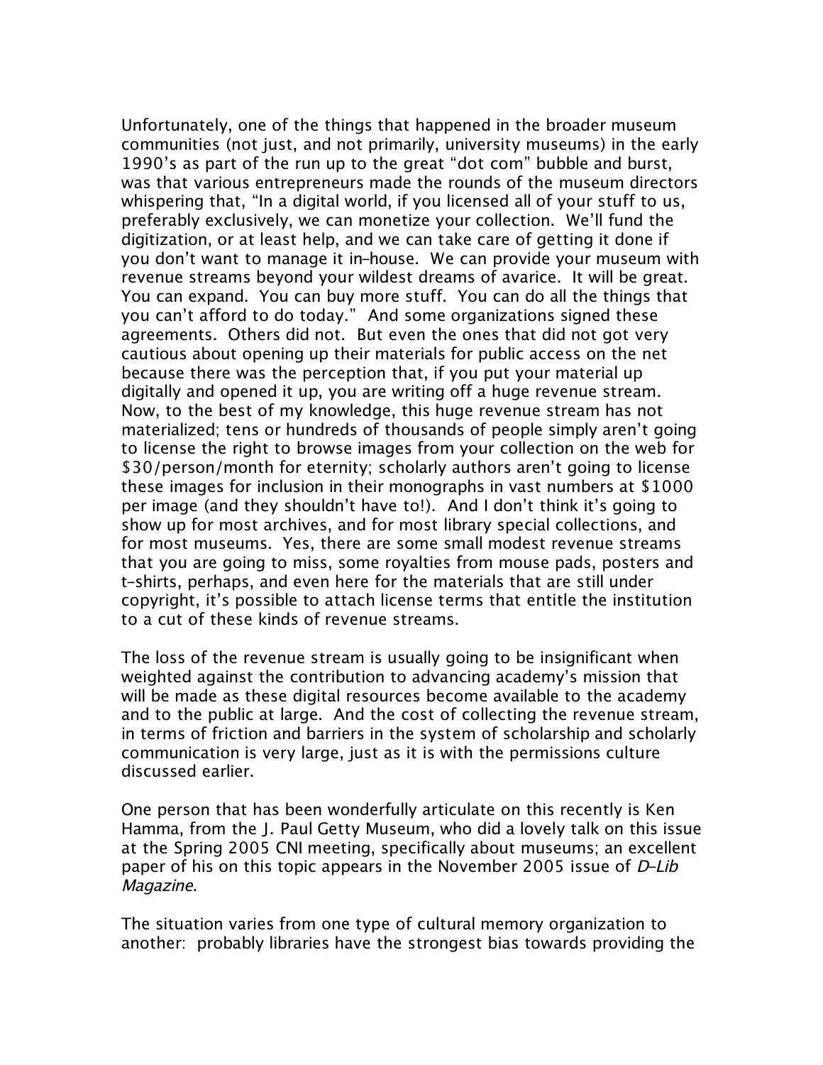Unfortunately, one of the things that happened in the broader museum communities (not just, and not primarily, university museums) in the early 1990's as part of the run up to the great "dot com" bubble and burst, was that various entrepreneurs made the rounds of the museum directors whispering that, "In a digital world, if you licensed all of your stuff to us, preferably exclusively, we can monetize your collection. We'll fund the digitization, or at least help, and we can take care of getting it done if you don't want to manage it in-house. We can provide your museum with revenue streams beyond your wildest dreams of avarice. It will be great. You can expand. You can buy more stuff. You can do all the things that you can't afford to do today." And some organizations signed these agreements. Others did not. But even the ones that did not got very cautious about opening up their materials for public access on the net because there was the perception that, if you put your material up digitally and opened it up, you are writing off a huge revenue stream. Now, to the best of my knowledge, this huge revenue stream has not materialized; tens or hundreds of thousands of people simply aren't going to license the right to browse images from your collection on the web for $30/person/month for eternity; scholarly authors aren't going to license these images for inclusion in their monographs in vast numbers at $1000 per image (and they shouldn't have to!). And I don't think it's going to show up for most archives, and for most library special collections, and for most museums. Yes, there are some small modest revenue streams that you are going to miss, some royalties from mouse pads, posters and t-shirts, perhaps, and even here for the materials that are still under copyright, it's possible to attach license terms that entitle the institution to a cut of these kinds of revenue streams.

The loss of the revenue stream is usually going to be insignificant when weighted against the contribution to advancing academy's mission that will be made as these digital resources become available to the academy and to the public at large. And the cost of collecting the revenue stream, in terms of friction and barriers in the system of scholarship and scholarly communication is very large, just as it is with the permissions culture discussed earlier.

One person that has been wonderfully articulate on this recently is Ken Hamma, from the J. Paul Getty Museum, who did a lovely talk on this issue at the Spring 2005 CNI meeting, specifically about museums; an excellent paper of his on this topic appears in the November 2005 issue of *D-Lib Magazine*.

The situation varies from one type of cultural memory organization to another: probably libraries have the strongest bias towards providing the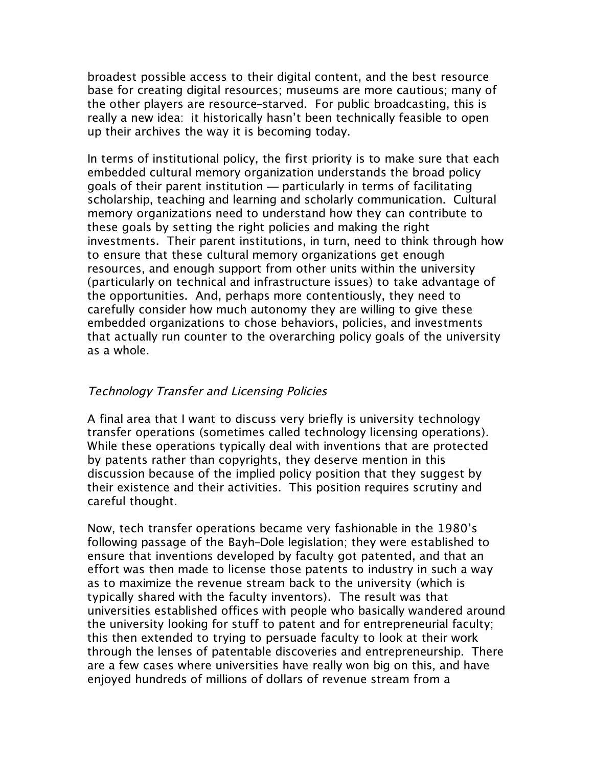broadest possible access to their digital content, and the best resource base for creating digital resources; museums are more cautious; many of the other players are resource-starved. For public broadcasting, this is really a new idea: it historically hasn't been technically feasible to open up their archives the way it is becoming today.

In terms of institutional policy, the first priority is to make sure that each embedded cultural memory organization understands the broad policy goals of their parent institution — particularly in terms of facilitating scholarship, teaching and learning and scholarly communication. Cultural memory organizations need to understand how they can contribute to these goals by setting the right policies and making the right investments. Their parent institutions, in turn, need to think through how to ensure that these cultural memory organizations get enough resources, and enough support from other units within the university (particularly on technical and infrastructure issues) to take advantage of the opportunities. And, perhaps more contentiously, they need to carefully consider how much autonomy they are willing to give these embedded organizations to chose behaviors, policies, and investments that actually run counter to the overarching policy goals of the university as a whole.

### *Technology Transfer and Licensing Policies*

A final area that I want to discuss very briefly is university technology transfer operations (sometimes called technology licensing operations). While these operations typically deal with inventions that are protected by patents rather than copyrights, they deserve mention in this discussion because of the implied policy position that they suggest by their existence and their activities. This position requires scrutiny and careful thought.

Now, tech transfer operations became very fashionable in the 1980's following passage of the Bayh-Dole legislation; they were established to ensure that inventions developed by faculty got patented, and that an effort was then made to license those patents to industry in such a way as to maximize the revenue stream back to the university (which is typically shared with the faculty inventors). The result was that universities established offices with people who basically wandered around the university looking for stuff to patent and for entrepreneurial faculty; this then extended to trying to persuade faculty to look at their work through the lenses of patentable discoveries and entrepreneurship. There are a few cases where universities have really won big on this, and have enjoyed hundreds of millions of dollars of revenue stream from a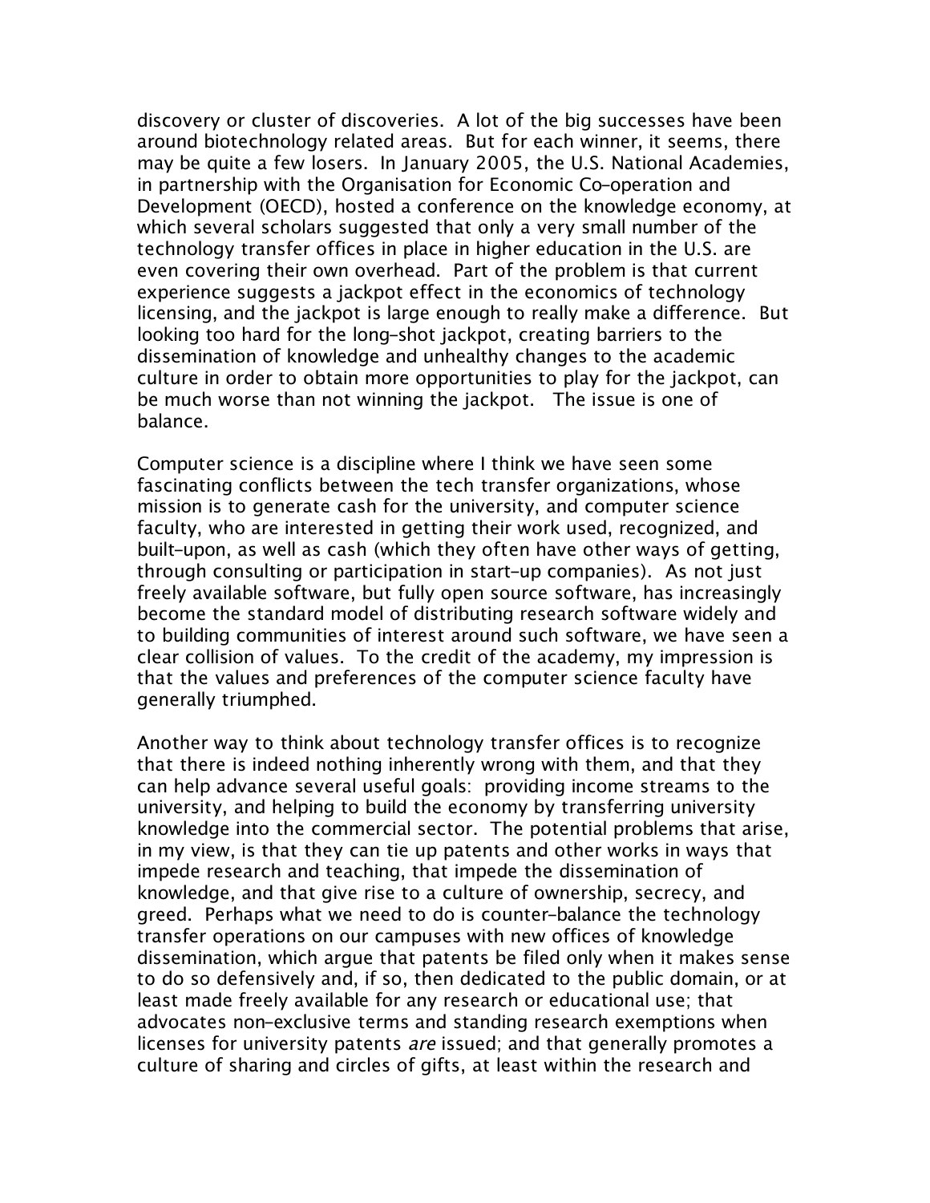discovery or cluster of discoveries. A lot of the big successes have been around biotechnology related areas. But for each winner, it seems, there may be quite a few losers. In January 2005, the U.S. National Academies, in partnership with the Organisation for Economic Co-operation and Development (OECD), hosted a conference on the knowledge economy, at which several scholars suggested that only a very small number of the technology transfer offices in place in higher education in the U.S. are even covering their own overhead. Part of the problem is that current experience suggests a jackpot effect in the economics of technology licensing, and the jackpot is large enough to really make a difference. But looking too hard for the long-shot jackpot, creating barriers to the dissemination of knowledge and unhealthy changes to the academic culture in order to obtain more opportunities to play for the jackpot, can be much worse than not winning the jackpot. The issue is one of balance.

Computer science is a discipline where I think we have seen some fascinating conflicts between the tech transfer organizations, whose mission is to generate cash for the university, and computer science faculty, who are interested in getting their work used, recognized, and built-upon, as well as cash (which they often have other ways of getting, through consulting or participation in start-up companies). As not just freely available software, but fully open source software, has increasingly become the standard model of distributing research software widely and to building communities of interest around such software, we have seen a clear collision of values. To the credit of the academy, my impression is that the values and preferences of the computer science faculty have generally triumphed.

Another way to think about technology transfer offices is to recognize that there is indeed nothing inherently wrong with them, and that they can help advance several useful goals: providing income streams to the university, and helping to build the economy by transferring university knowledge into the commercial sector. The potential problems that arise, in my view, is that they can tie up patents and other works in ways that impede research and teaching, that impede the dissemination of knowledge, and that give rise to a culture of ownership, secrecy, and greed. Perhaps what we need to do is counter-balance the technology transfer operations on our campuses with new offices of knowledge dissemination, which argue that patents be filed only when it makes sense to do so defensively and, if so, then dedicated to the public domain, or at least made freely available for any research or educational use; that advocates non-exclusive terms and standing research exemptions when licenses for university patents *are* issued; and that generally promotes a culture of sharing and circles of gifts, at least within the research and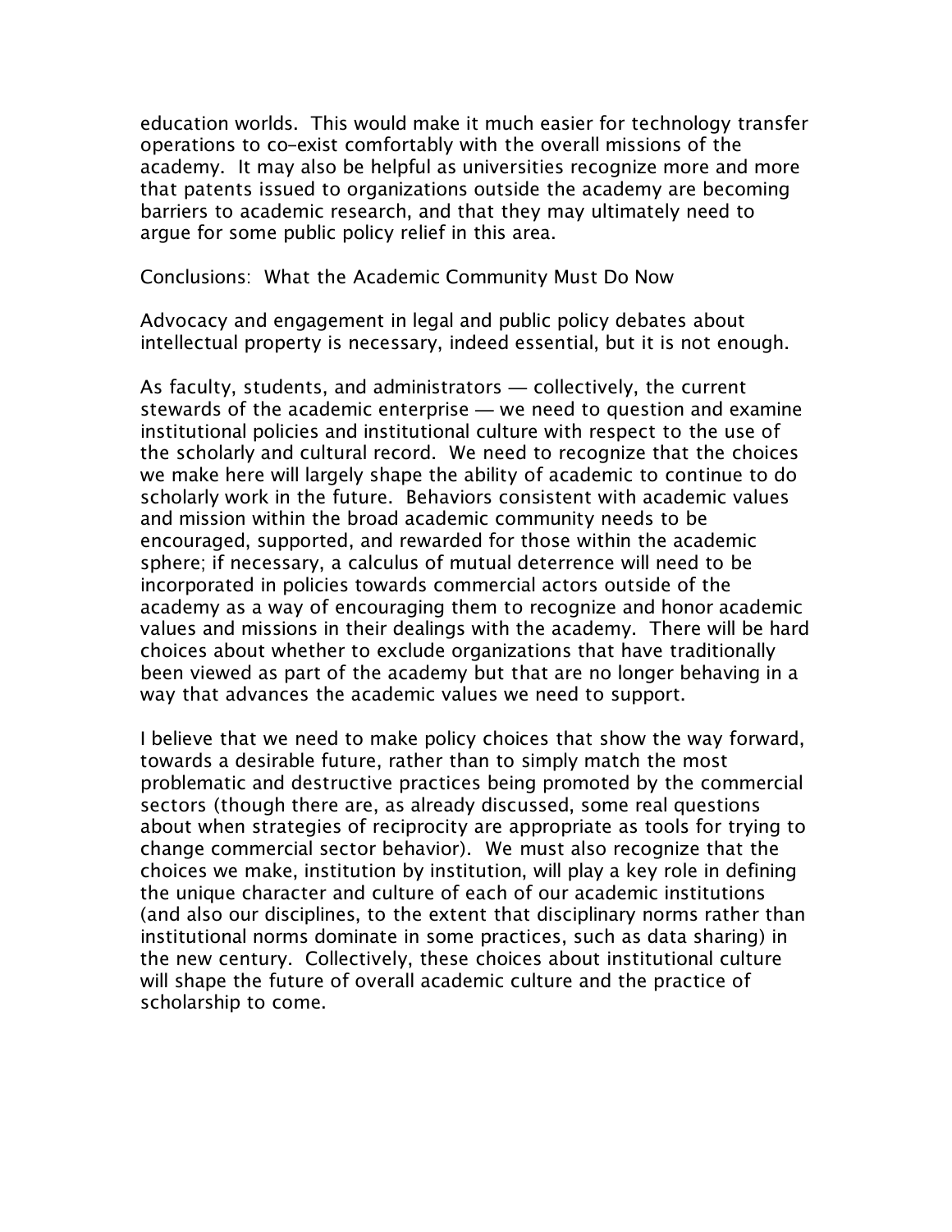education worlds. This would make it much easier for technology transfer operations to co-exist comfortably with the overall missions of the academy. It may also be helpful as universities recognize more and more that patents issued to organizations outside the academy are becoming barriers to academic research, and that they may ultimately need to argue for some public policy relief in this area.

## Conclusions: What the Academic Community Must Do Now

Advocacy and engagement in legal and public policy debates about intellectual property is necessary, indeed essential, but it is not enough.

As faculty, students, and administrators — collectively, the current stewards of the academic enterprise — we need to question and examine institutional policies and institutional culture with respect to the use of the scholarly and cultural record. We need to recognize that the choices we make here will largely shape the ability of academic to continue to do scholarly work in the future. Behaviors consistent with academic values and mission within the broad academic community needs to be encouraged, supported, and rewarded for those within the academic sphere; if necessary, a calculus of mutual deterrence will need to be incorporated in policies towards commercial actors outside of the academy as a way of encouraging them to recognize and honor academic values and missions in their dealings with the academy. There will be hard choices about whether to exclude organizations that have traditionally been viewed as part of the academy but that are no longer behaving in a way that advances the academic values we need to support.

I believe that we need to make policy choices that show the way forward, towards a desirable future, rather than to simply match the most problematic and destructive practices being promoted by the commercial sectors (though there are, as already discussed, some real questions about when strategies of reciprocity are appropriate as tools for trying to change commercial sector behavior). We must also recognize that the choices we make, institution by institution, will play a key role in defining the unique character and culture of each of our academic institutions (and also our disciplines, to the extent that disciplinary norms rather than institutional norms dominate in some practices, such as data sharing) in the new century. Collectively, these choices about institutional culture will shape the future of overall academic culture and the practice of scholarship to come.